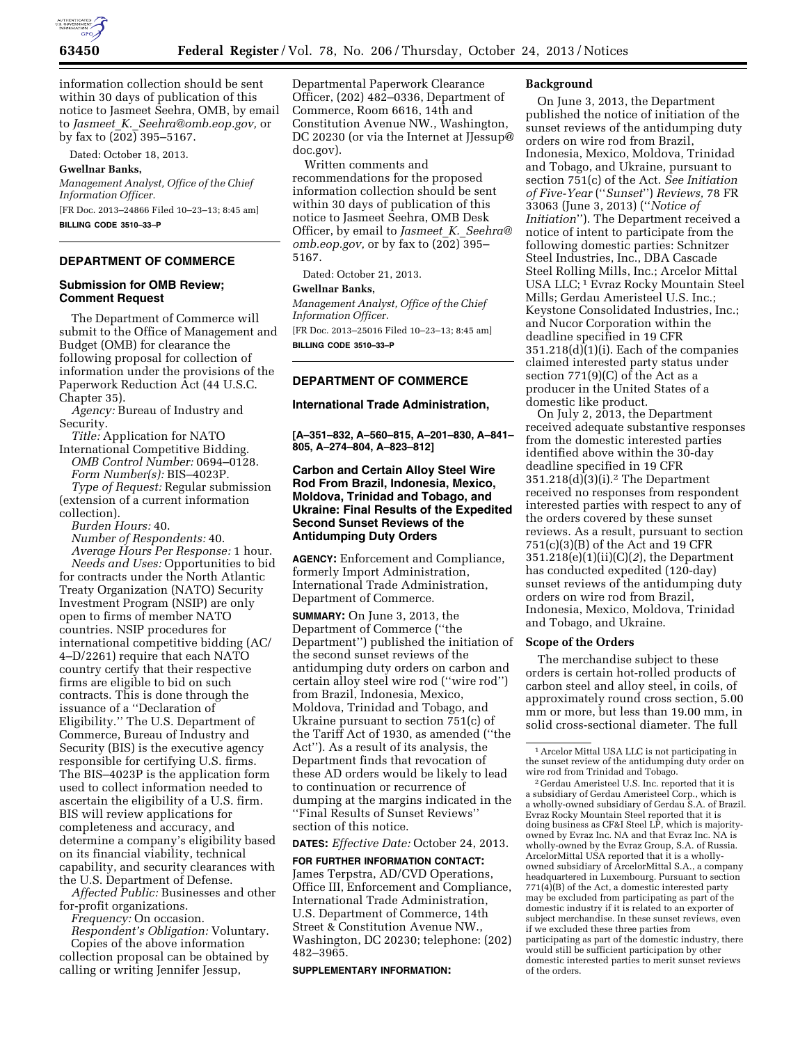information collection should be sent within 30 days of publication of this notice to Jasmeet Seehra, OMB, by email to *Jasmeet_K._Seehra@omb.eop.gov,* or by fax to (202) 395–5167.

Dated: October 18, 2013.

**Gwellnar Banks,**

*Management Analyst, Office of the Chief Information Officer.*

[FR Doc. 2013–24866 Filed 10–23–13; 8:45 am]

**BILLING CODE 3510–33–P**

---

## DEPARTMENT OF COMMERCE

### Submission for OMB Review; Comment Request

The Department of Commerce will submit to the Office of Management and Budget (OMB) for clearance the following proposal for collection of information under the provisions of the Paperwork Reduction Act (44 U.S.C. Chapter 35).

*Agency:* Bureau of Industry and Security.

*Title:* Application for NATO International Competitive Bidding.

*OMB Control Number:* 0694–0128.

*Form Number(s):* BIS–4023P.

*Type of Request:* Regular submission (extension of a current information collection).

*Burden Hours:* 40.

*Number of Respondents:* 40.

*Average Hours Per Response:* 1 hour.

*Needs and Uses:* Opportunities to bid for contracts under the North Atlantic Treaty Organization (NATO) Security Investment Program (NSIP) are only open to firms of member NATO countries. NSIP procedures for international competitive bidding (AC/4–D/2261) require that each NATO country certify that their respective firms are eligible to bid on such contracts. This is done through the issuance of a ''Declaration of Eligibility.'' The U.S. Department of Commerce, Bureau of Industry and Security (BIS) is the executive agency responsible for certifying U.S. firms. The BIS–4023P is the application form used to collect information needed to ascertain the eligibility of a U.S. firm. BIS will review applications for completeness and accuracy, and determine a company's eligibility based on its financial viability, technical capability, and security clearances with the U.S. Department of Defense.

*Affected Public:* Businesses and other for-profit organizations.

*Frequency:* On occasion.

*Respondent's Obligation:* Voluntary.

Copies of the above information collection proposal can be obtained by calling or writing Jennifer Jessup, Departmental Paperwork Clearance Officer, (202) 482–0336, Department of Commerce, Room 6616, 14th and Constitution Avenue NW., Washington, DC 20230 (or via the Internet at JJessup@doc.gov).

Written comments and recommendations for the proposed information collection should be sent within 30 days of publication of this notice to Jasmeet Seehra, OMB Desk Officer, by email to *Jasmeet_K._Seehra@omb.eop.gov,* or by fax to (202) 395–5167.

Dated: October 21, 2013.

**Gwellnar Banks,**

*Management Analyst, Office of the Chief Information Officer.*

[FR Doc. 2013–25016 Filed 10–23–13; 8:45 am]

**BILLING CODE 3510–33–P**

---

## DEPARTMENT OF COMMERCE

### International Trade Administration,

**[A–351–832, A–560–815, A–201–830, A–841–805, A–274–804, A–823–812]**

### Carbon and Certain Alloy Steel Wire Rod From Brazil, Indonesia, Mexico, Moldova, Trinidad and Tobago, and Ukraine: Final Results of the Expedited Second Sunset Reviews of the Antidumping Duty Orders

**AGENCY:** Enforcement and Compliance, formerly Import Administration, International Trade Administration, Department of Commerce.

**SUMMARY:** On June 3, 2013, the Department of Commerce (''the Department'') published the initiation of the second sunset reviews of the antidumping duty orders on carbon and certain alloy steel wire rod (''wire rod'') from Brazil, Indonesia, Mexico, Moldova, Trinidad and Tobago, and Ukraine pursuant to section 751(c) of the Tariff Act of 1930, as amended (''the Act''). As a result of its analysis, the Department finds that revocation of these AD orders would be likely to lead to continuation or recurrence of dumping at the margins indicated in the ''Final Results of Sunset Reviews'' section of this notice.

**DATES:** *Effective Date:* October 24, 2013.

**FOR FURTHER INFORMATION CONTACT:** James Terpstra, AD/CVD Operations, Office III, Enforcement and Compliance, International Trade Administration, U.S. Department of Commerce, 14th Street & Constitution Avenue NW., Washington, DC 20230; telephone: (202) 482–3965.

**SUPPLEMENTARY INFORMATION:**

### Background

On June 3, 2013, the Department published the notice of initiation of the sunset reviews of the antidumping duty orders on wire rod from Brazil, Indonesia, Mexico, Moldova, Trinidad and Tobago, and Ukraine, pursuant to section 751(c) of the Act. *See Initiation of Five-Year* (''*Sunset*'') *Reviews,* 78 FR 33063 (June 3, 2013) (''*Notice of Initiation*''). The Department received a notice of intent to participate from the following domestic parties: Schnitzer Steel Industries, Inc., DBA Cascade Steel Rolling Mills, Inc.; Arcelor Mittal USA LLC;[1] Evraz Rocky Mountain Steel Mills; Gerdau Ameristeel U.S. Inc.; Keystone Consolidated Industries, Inc.; and Nucor Corporation within the deadline specified in 19 CFR 351.218(d)(1)(i). Each of the companies claimed interested party status under section 771(9)(C) of the Act as a producer in the United States of a domestic like product.

On July 2, 2013, the Department received adequate substantive responses from the domestic interested parties identified above within the 30-day deadline specified in 19 CFR 351.218(d)(3)(i).[2] The Department received no responses from respondent interested parties with respect to any of the orders covered by these sunset reviews. As a result, pursuant to section 751(c)(3)(B) of the Act and 19 CFR 351.218(e)(1)(ii)(C)(*2*), the Department has conducted expedited (120-day) sunset reviews of the antidumping duty orders on wire rod from Brazil, Indonesia, Mexico, Moldova, Trinidad and Tobago, and Ukraine.

### Scope of the Orders

The merchandise subject to these orders is certain hot-rolled products of carbon steel and alloy steel, in coils, of approximately round cross section, 5.00 mm or more, but less than 19.00 mm, in solid cross-sectional diameter. The full

---

[1] Arcelor Mittal USA LLC is not participating in the sunset review of the antidumping duty order on wire rod from Trinidad and Tobago.

[2] Gerdau Ameristeel U.S. Inc. reported that it is a subsidiary of Gerdau Ameristeel Corp., which is a wholly-owned subsidiary of Gerdau S.A. of Brazil. Evraz Rocky Mountain Steel reported that it is doing business as CF&I Steel LP, which is majority-owned by Evraz Inc. NA and that Evraz Inc. NA is wholly-owned by the Evraz Group, S.A. of Russia. ArcelorMittal USA reported that it is a wholly-owned subsidiary of ArcelorMittal S.A., a company headquartered in Luxembourg. Pursuant to section 771(4)(B) of the Act, a domestic interested party may be excluded from participating as part of the domestic industry if it is related to an exporter of subject merchandise. In these sunset reviews, even if we excluded these three parties from participating as part of the domestic industry, there would still be sufficient participation by other domestic interested parties to merit sunset reviews of the orders.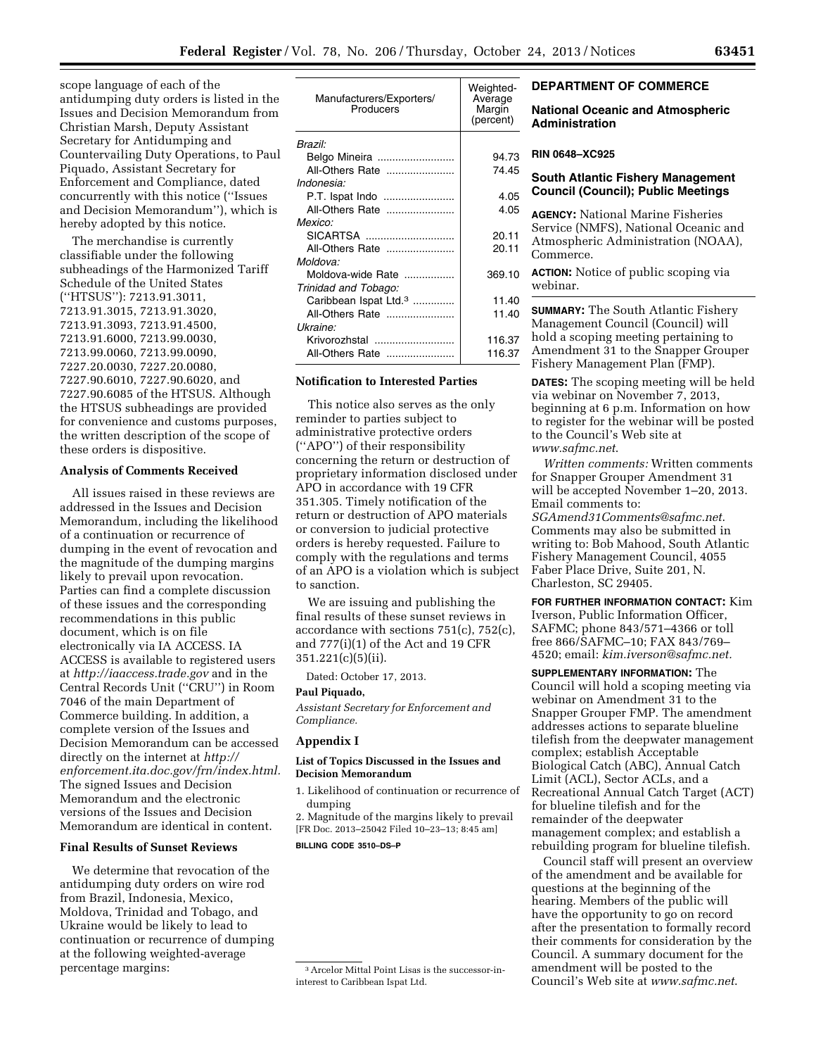scope language of each of the antidumping duty orders is listed in the Issues and Decision Memorandum from Christian Marsh, Deputy Assistant Secretary for Antidumping and Countervailing Duty Operations, to Paul Piquado, Assistant Secretary for Enforcement and Compliance, dated concurrently with this notice (''Issues and Decision Memorandum''), which is hereby adopted by this notice.

The merchandise is currently classifiable under the following subheadings of the Harmonized Tariff Schedule of the United States (''HTSUS''): 7213.91.3011, 7213.91.3015, 7213.91.3020, 7213.91.3093, 7213.91.4500, 7213.91.6000, 7213.99.0030, 7213.99.0060, 7213.99.0090, 7227.20.0030, 7227.20.0080, 7227.90.6010, 7227.90.6020, and 7227.90.6085 of the HTSUS. Although the HTSUS subheadings are provided for convenience and customs purposes, the written description of the scope of these orders is dispositive.

**Analysis of Comments Received**

All issues raised in these reviews are addressed in the Issues and Decision Memorandum, including the likelihood of a continuation or recurrence of dumping in the event of revocation and the magnitude of the dumping margins likely to prevail upon revocation. Parties can find a complete discussion of these issues and the corresponding recommendations in this public document, which is on file electronically via IA ACCESS. IA ACCESS is available to registered users at *http://iaaccess.trade.gov* and in the Central Records Unit (''CRU'') in Room 7046 of the main Department of Commerce building. In addition, a complete version of the Issues and Decision Memorandum can be accessed directly on the internet at *http://enforcement.ita.doc.gov/frn/index.html.* The signed Issues and Decision Memorandum and the electronic versions of the Issues and Decision Memorandum are identical in content.

**Final Results of Sunset Reviews**

We determine that revocation of the antidumping duty orders on wire rod from Brazil, Indonesia, Mexico, Moldova, Trinidad and Tobago, and Ukraine would be likely to lead to continuation or recurrence of dumping at the following weighted-average percentage margins:

| Manufacturers/Exporters/Producers | Weighted-Average Margin (percent) |
|---|---|
| *Brazil:* | |
| Belgo Mineira | 94.73 |
| All-Others Rate | 74.45 |
| *Indonesia:* | |
| P.T. Ispat Indo | 4.05 |
| All-Others Rate | 4.05 |
| *Mexico:* | |
| SICARTSA | 20.11 |
| All-Others Rate | 20.11 |
| *Moldova:* | |
| Moldova-wide Rate | 369.10 |
| *Trinidad and Tobago:* | |
| Caribbean Ispat Ltd.[3] | 11.40 |
| All-Others Rate | 11.40 |
| *Ukraine:* | |
| Krivorozhstal | 116.37 |
| All-Others Rate | 116.37 |

[3] Arcelor Mittal Point Lisas is the successor-in-interest to Caribbean Ispat Ltd.

**Notification to Interested Parties**

This notice also serves as the only reminder to parties subject to administrative protective orders (''APO'') of their responsibility concerning the return or destruction of proprietary information disclosed under APO in accordance with 19 CFR 351.305. Timely notification of the return or destruction of APO materials or conversion to judicial protective orders is hereby requested. Failure to comply with the regulations and terms of an APO is a violation which is subject to sanction.

We are issuing and publishing the final results of these sunset reviews in accordance with sections 751(c), 752(c), and 777(i)(1) of the Act and 19 CFR 351.221(c)(5)(ii).

Dated: October 17, 2013.

**Paul Piquado,**

*Assistant Secretary for Enforcement and Compliance.*

**Appendix I**

**List of Topics Discussed in the Issues and Decision Memorandum**

1. Likelihood of continuation or recurrence of dumping
2. Magnitude of the margins likely to prevail

[FR Doc. 2013–25042 Filed 10–23–13; 8:45 am]

**BILLING CODE 3510–DS–P**

**DEPARTMENT OF COMMERCE**

**National Oceanic and Atmospheric Administration**

**RIN 0648–XC925**

**South Atlantic Fishery Management Council (Council); Public Meetings**

**AGENCY:** National Marine Fisheries Service (NMFS), National Oceanic and Atmospheric Administration (NOAA), Commerce.

**ACTION:** Notice of public scoping via webinar.

**SUMMARY:** The South Atlantic Fishery Management Council (Council) will hold a scoping meeting pertaining to Amendment 31 to the Snapper Grouper Fishery Management Plan (FMP).

**DATES:** The scoping meeting will be held via webinar on November 7, 2013, beginning at 6 p.m. Information on how to register for the webinar will be posted to the Council's Web site at *www.safmc.net*.

*Written comments:* Written comments for Snapper Grouper Amendment 31 will be accepted November 1–20, 2013. Email comments to: *SGAmend31Comments@safmc.net.* Comments may also be submitted in writing to: Bob Mahood, South Atlantic Fishery Management Council, 4055 Faber Place Drive, Suite 201, N. Charleston, SC 29405.

**FOR FURTHER INFORMATION CONTACT:** Kim Iverson, Public Information Officer, SAFMC; phone 843/571–4366 or toll free 866/SAFMC–10; FAX 843/769–4520; email: *kim.iverson@safmc.net.*

**SUPPLEMENTARY INFORMATION:** The Council will hold a scoping meeting via webinar on Amendment 31 to the Snapper Grouper FMP. The amendment addresses actions to separate blueline tilefish from the deepwater management complex; establish Acceptable Biological Catch (ABC), Annual Catch Limit (ACL), Sector ACLs, and a Recreational Annual Catch Target (ACT) for blueline tilefish and for the remainder of the deepwater management complex; and establish a rebuilding program for blueline tilefish.

Council staff will present an overview of the amendment and be available for questions at the beginning of the hearing. Members of the public will have the opportunity to go on record after the presentation to formally record their comments for consideration by the Council. A summary document for the amendment will be posted to the Council's Web site at *www.safmc.net*.